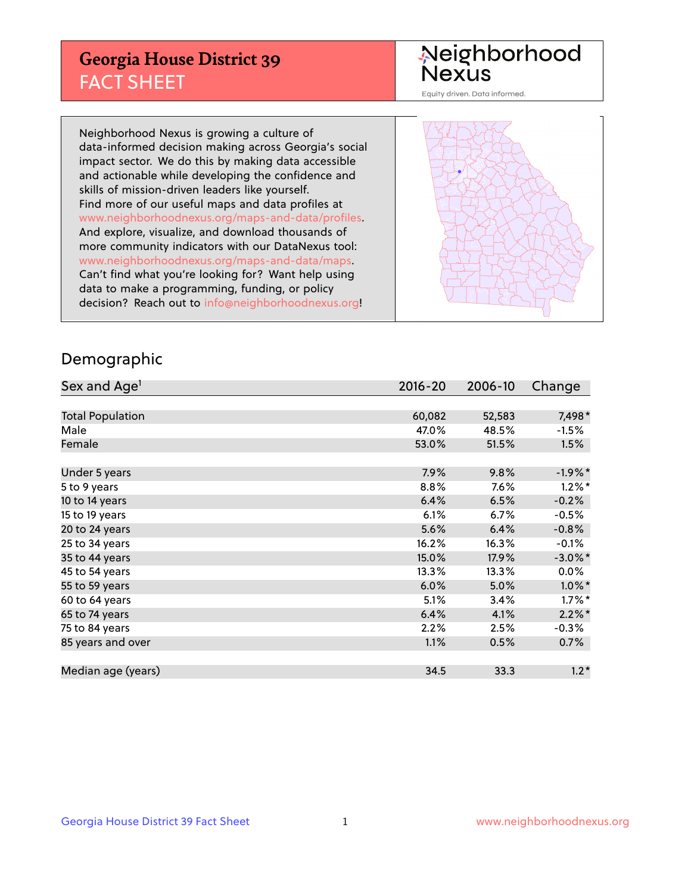# Georgia House District 39
## FACT SHEET

Neighborhood Nexus
Equity driven. Data informed.

Neighborhood Nexus is growing a culture of data-informed decision making across Georgia's social impact sector. We do this by making data accessible and actionable while developing the confidence and skills of mission-driven leaders like yourself. Find more of our useful maps and data profiles at www.neighborhoodnexus.org/maps-and-data/profiles. And explore, visualize, and download thousands of more community indicators with our DataNexus tool: www.neighborhoodnexus.org/maps-and-data/maps. Can't find what you're looking for? Want help using data to make a programming, funding, or policy decision? Reach out to info@neighborhoodnexus.org!

## Demographic

| Sex and Age[1] | 2016-20 | 2006-10 | Change |
|---|---|---|---|
| Total Population | 60,082 | 52,583 | 7,498* |
| Male | 47.0% | 48.5% | -1.5% |
| Female | 53.0% | 51.5% | 1.5% |
| Under 5 years | 7.9% | 9.8% | -1.9%* |
| 5 to 9 years | 8.8% | 7.6% | 1.2%* |
| 10 to 14 years | 6.4% | 6.5% | -0.2% |
| 15 to 19 years | 6.1% | 6.7% | -0.5% |
| 20 to 24 years | 5.6% | 6.4% | -0.8% |
| 25 to 34 years | 16.2% | 16.3% | -0.1% |
| 35 to 44 years | 15.0% | 17.9% | -3.0%* |
| 45 to 54 years | 13.3% | 13.3% | 0.0% |
| 55 to 59 years | 6.0% | 5.0% | 1.0%* |
| 60 to 64 years | 5.1% | 3.4% | 1.7%* |
| 65 to 74 years | 6.4% | 4.1% | 2.2%* |
| 75 to 84 years | 2.2% | 2.5% | -0.3% |
| 85 years and over | 1.1% | 0.5% | 0.7% |
| Median age (years) | 34.5 | 33.3 | 1.2* |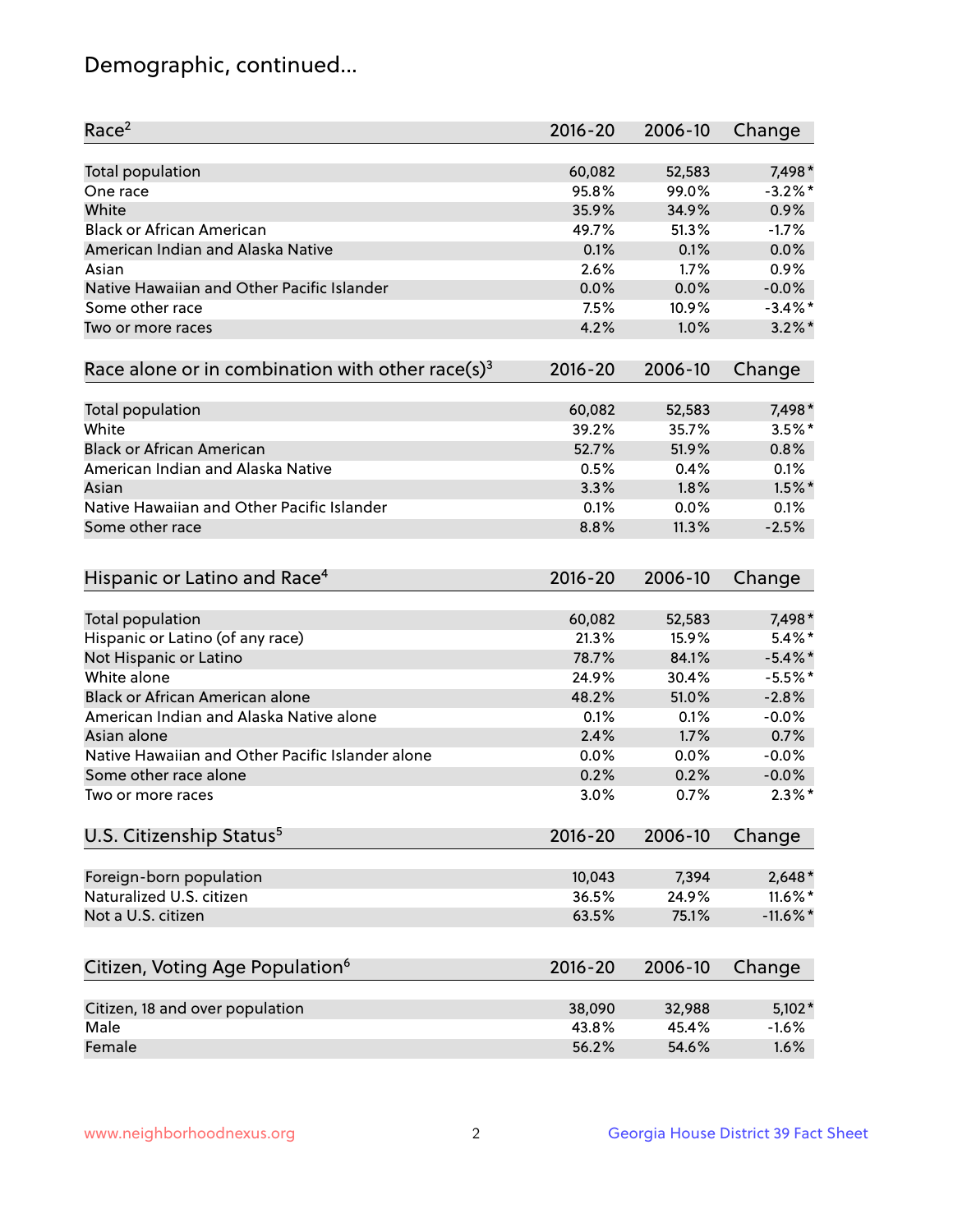# Demographic, continued...

| Race[2] | 2016-20 | 2006-10 | Change |
|---|---|---|---|
| Total population | 60,082 | 52,583 | 7,498* |
| One race | 95.8% | 99.0% | -3.2%* |
| White | 35.9% | 34.9% | 0.9% |
| Black or African American | 49.7% | 51.3% | -1.7% |
| American Indian and Alaska Native | 0.1% | 0.1% | 0.0% |
| Asian | 2.6% | 1.7% | 0.9% |
| Native Hawaiian and Other Pacific Islander | 0.0% | 0.0% | -0.0% |
| Some other race | 7.5% | 10.9% | -3.4%* |
| Two or more races | 4.2% | 1.0% | 3.2%* |

| Race alone or in combination with other race(s)[3] | 2016-20 | 2006-10 | Change |
|---|---|---|---|
| Total population | 60,082 | 52,583 | 7,498* |
| White | 39.2% | 35.7% | 3.5%* |
| Black or African American | 52.7% | 51.9% | 0.8% |
| American Indian and Alaska Native | 0.5% | 0.4% | 0.1% |
| Asian | 3.3% | 1.8% | 1.5%* |
| Native Hawaiian and Other Pacific Islander | 0.1% | 0.0% | 0.1% |
| Some other race | 8.8% | 11.3% | -2.5% |

| Hispanic or Latino and Race[4] | 2016-20 | 2006-10 | Change |
|---|---|---|---|
| Total population | 60,082 | 52,583 | 7,498* |
| Hispanic or Latino (of any race) | 21.3% | 15.9% | 5.4%* |
| Not Hispanic or Latino | 78.7% | 84.1% | -5.4%* |
| White alone | 24.9% | 30.4% | -5.5%* |
| Black or African American alone | 48.2% | 51.0% | -2.8% |
| American Indian and Alaska Native alone | 0.1% | 0.1% | -0.0% |
| Asian alone | 2.4% | 1.7% | 0.7% |
| Native Hawaiian and Other Pacific Islander alone | 0.0% | 0.0% | -0.0% |
| Some other race alone | 0.2% | 0.2% | -0.0% |
| Two or more races | 3.0% | 0.7% | 2.3%* |

| U.S. Citizenship Status[5] | 2016-20 | 2006-10 | Change |
|---|---|---|---|
| Foreign-born population | 10,043 | 7,394 | 2,648* |
| Naturalized U.S. citizen | 36.5% | 24.9% | 11.6%* |
| Not a U.S. citizen | 63.5% | 75.1% | -11.6%* |

| Citizen, Voting Age Population[6] | 2016-20 | 2006-10 | Change |
|---|---|---|---|
| Citizen, 18 and over population | 38,090 | 32,988 | 5,102* |
| Male | 43.8% | 45.4% | -1.6% |
| Female | 56.2% | 54.6% | 1.6% |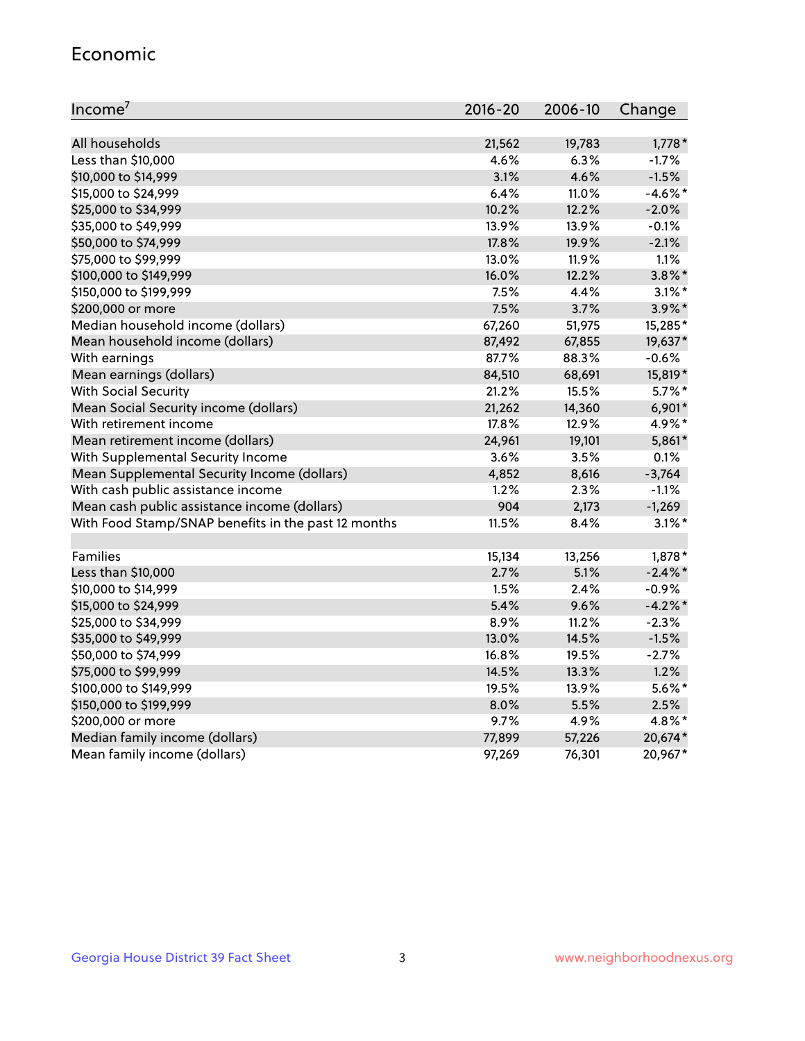## Economic

| Income[7] | 2016-20 | 2006-10 | Change |
|---|---|---|---|
| All households | 21,562 | 19,783 | 1,778* |
| Less than $10,000 | 4.6% | 6.3% | -1.7% |
| $10,000 to $14,999 | 3.1% | 4.6% | -1.5% |
| $15,000 to $24,999 | 6.4% | 11.0% | -4.6%* |
| $25,000 to $34,999 | 10.2% | 12.2% | -2.0% |
| $35,000 to $49,999 | 13.9% | 13.9% | -0.1% |
| $50,000 to $74,999 | 17.8% | 19.9% | -2.1% |
| $75,000 to $99,999 | 13.0% | 11.9% | 1.1% |
| $100,000 to $149,999 | 16.0% | 12.2% | 3.8%* |
| $150,000 to $199,999 | 7.5% | 4.4% | 3.1%* |
| $200,000 or more | 7.5% | 3.7% | 3.9%* |
| Median household income (dollars) | 67,260 | 51,975 | 15,285* |
| Mean household income (dollars) | 87,492 | 67,855 | 19,637* |
| With earnings | 87.7% | 88.3% | -0.6% |
| Mean earnings (dollars) | 84,510 | 68,691 | 15,819* |
| With Social Security | 21.2% | 15.5% | 5.7%* |
| Mean Social Security income (dollars) | 21,262 | 14,360 | 6,901* |
| With retirement income | 17.8% | 12.9% | 4.9%* |
| Mean retirement income (dollars) | 24,961 | 19,101 | 5,861* |
| With Supplemental Security Income | 3.6% | 3.5% | 0.1% |
| Mean Supplemental Security Income (dollars) | 4,852 | 8,616 | -3,764 |
| With cash public assistance income | 1.2% | 2.3% | -1.1% |
| Mean cash public assistance income (dollars) | 904 | 2,173 | -1,269 |
| With Food Stamp/SNAP benefits in the past 12 months | 11.5% | 8.4% | 3.1%* |
| | | | |
| Families | 15,134 | 13,256 | 1,878* |
| Less than $10,000 | 2.7% | 5.1% | -2.4%* |
| $10,000 to $14,999 | 1.5% | 2.4% | -0.9% |
| $15,000 to $24,999 | 5.4% | 9.6% | -4.2%* |
| $25,000 to $34,999 | 8.9% | 11.2% | -2.3% |
| $35,000 to $49,999 | 13.0% | 14.5% | -1.5% |
| $50,000 to $74,999 | 16.8% | 19.5% | -2.7% |
| $75,000 to $99,999 | 14.5% | 13.3% | 1.2% |
| $100,000 to $149,999 | 19.5% | 13.9% | 5.6%* |
| $150,000 to $199,999 | 8.0% | 5.5% | 2.5% |
| $200,000 or more | 9.7% | 4.9% | 4.8%* |
| Median family income (dollars) | 77,899 | 57,226 | 20,674* |
| Mean family income (dollars) | 97,269 | 76,301 | 20,967* |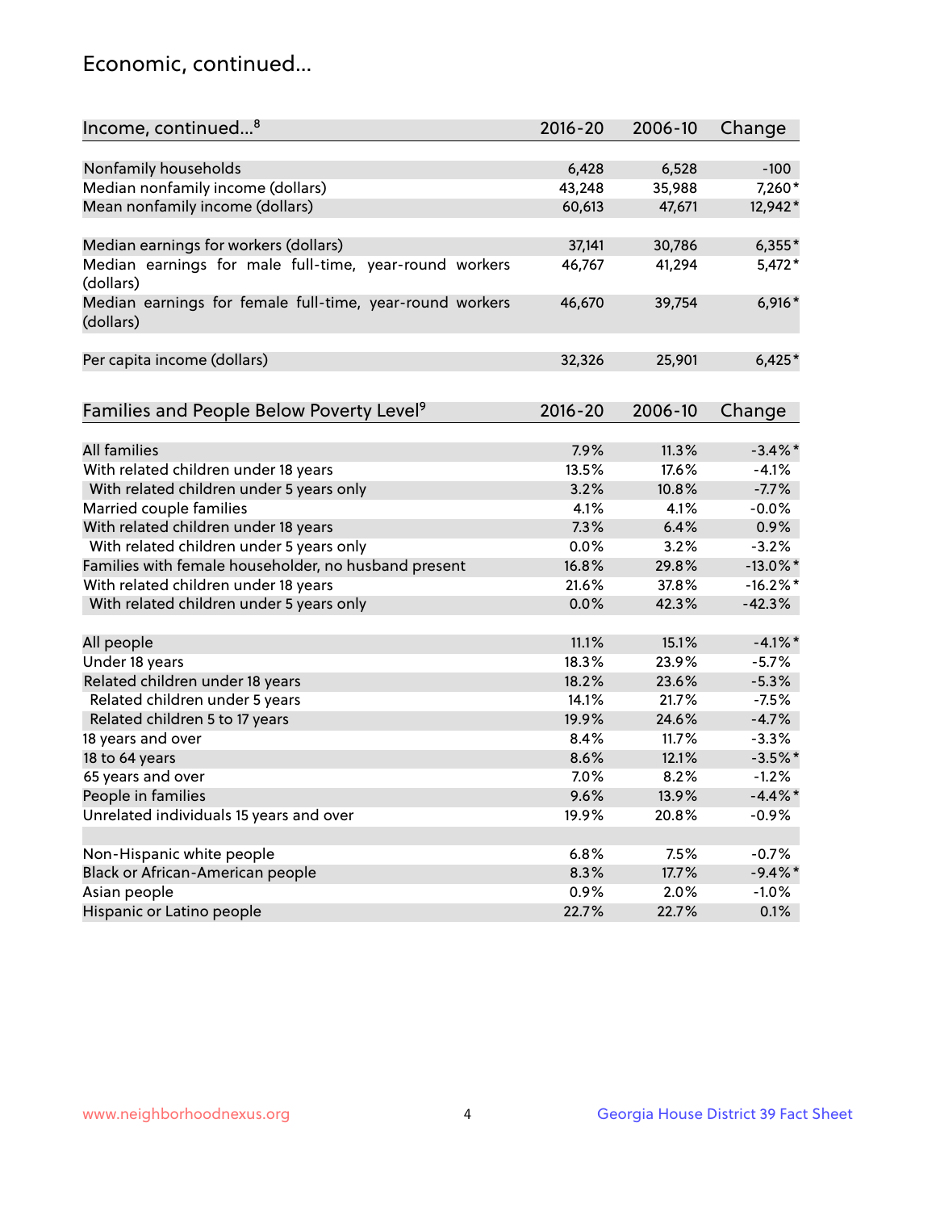## Economic, continued...

| Income, continued...[8] | 2016-20 | 2006-10 | Change |
|---|---|---|---|
| Nonfamily households | 6,428 | 6,528 | -100 |
| Median nonfamily income (dollars) | 43,248 | 35,988 | 7,260* |
| Mean nonfamily income (dollars) | 60,613 | 47,671 | 12,942* |
| Median earnings for workers (dollars) | 37,141 | 30,786 | 6,355* |
| Median earnings for male full-time, year-round workers (dollars) | 46,767 | 41,294 | 5,472* |
| Median earnings for female full-time, year-round workers (dollars) | 46,670 | 39,754 | 6,916* |
| Per capita income (dollars) | 32,326 | 25,901 | 6,425* |

| Families and People Below Poverty Level[9] | 2016-20 | 2006-10 | Change |
|---|---|---|---|
| All families | 7.9% | 11.3% | -3.4%* |
| With related children under 18 years | 13.5% | 17.6% | -4.1% |
| With related children under 5 years only | 3.2% | 10.8% | -7.7% |
| Married couple families | 4.1% | 4.1% | -0.0% |
| With related children under 18 years | 7.3% | 6.4% | 0.9% |
| With related children under 5 years only | 0.0% | 3.2% | -3.2% |
| Families with female householder, no husband present | 16.8% | 29.8% | -13.0%* |
| With related children under 18 years | 21.6% | 37.8% | -16.2%* |
| With related children under 5 years only | 0.0% | 42.3% | -42.3% |
| All people | 11.1% | 15.1% | -4.1%* |
| Under 18 years | 18.3% | 23.9% | -5.7% |
| Related children under 18 years | 18.2% | 23.6% | -5.3% |
| Related children under 5 years | 14.1% | 21.7% | -7.5% |
| Related children 5 to 17 years | 19.9% | 24.6% | -4.7% |
| 18 years and over | 8.4% | 11.7% | -3.3% |
| 18 to 64 years | 8.6% | 12.1% | -3.5%* |
| 65 years and over | 7.0% | 8.2% | -1.2% |
| People in families | 9.6% | 13.9% | -4.4%* |
| Unrelated individuals 15 years and over | 19.9% | 20.8% | -0.9% |
| Non-Hispanic white people | 6.8% | 7.5% | -0.7% |
| Black or African-American people | 8.3% | 17.7% | -9.4%* |
| Asian people | 0.9% | 2.0% | -1.0% |
| Hispanic or Latino people | 22.7% | 22.7% | 0.1% |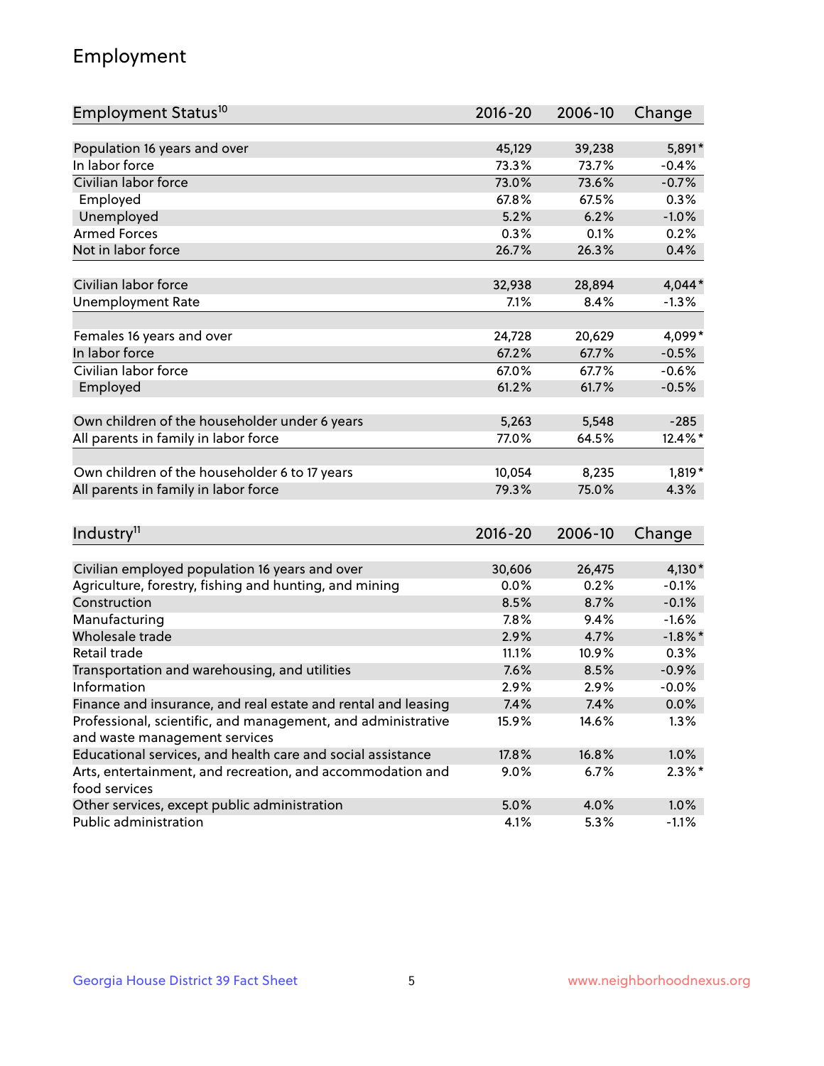## Employment

| Employment Status[10] | 2016-20 | 2006-10 | Change |
|---|---|---|---|
| Population 16 years and over | 45,129 | 39,238 | 5,891* |
| In labor force | 73.3% | 73.7% | -0.4% |
| Civilian labor force | 73.0% | 73.6% | -0.7% |
| Employed | 67.8% | 67.5% | 0.3% |
| Unemployed | 5.2% | 6.2% | -1.0% |
| Armed Forces | 0.3% | 0.1% | 0.2% |
| Not in labor force | 26.7% | 26.3% | 0.4% |
| | | | |
| Civilian labor force | 32,938 | 28,894 | 4,044* |
| Unemployment Rate | 7.1% | 8.4% | -1.3% |
| | | | |
| Females 16 years and over | 24,728 | 20,629 | 4,099* |
| In labor force | 67.2% | 67.7% | -0.5% |
| Civilian labor force | 67.0% | 67.7% | -0.6% |
| Employed | 61.2% | 61.7% | -0.5% |
| | | | |
| Own children of the householder under 6 years | 5,263 | 5,548 | -285 |
| All parents in family in labor force | 77.0% | 64.5% | 12.4%* |
| | | | |
| Own children of the householder 6 to 17 years | 10,054 | 8,235 | 1,819* |
| All parents in family in labor force | 79.3% | 75.0% | 4.3% |

| Industry[11] | 2016-20 | 2006-10 | Change |
|---|---|---|---|
| Civilian employed population 16 years and over | 30,606 | 26,475 | 4,130* |
| Agriculture, forestry, fishing and hunting, and mining | 0.0% | 0.2% | -0.1% |
| Construction | 8.5% | 8.7% | -0.1% |
| Manufacturing | 7.8% | 9.4% | -1.6% |
| Wholesale trade | 2.9% | 4.7% | -1.8%* |
| Retail trade | 11.1% | 10.9% | 0.3% |
| Transportation and warehousing, and utilities | 7.6% | 8.5% | -0.9% |
| Information | 2.9% | 2.9% | -0.0% |
| Finance and insurance, and real estate and rental and leasing | 7.4% | 7.4% | 0.0% |
| Professional, scientific, and management, and administrative and waste management services | 15.9% | 14.6% | 1.3% |
| Educational services, and health care and social assistance | 17.8% | 16.8% | 1.0% |
| Arts, entertainment, and recreation, and accommodation and food services | 9.0% | 6.7% | 2.3%* |
| Other services, except public administration | 5.0% | 4.0% | 1.0% |
| Public administration | 4.1% | 5.3% | -1.1% |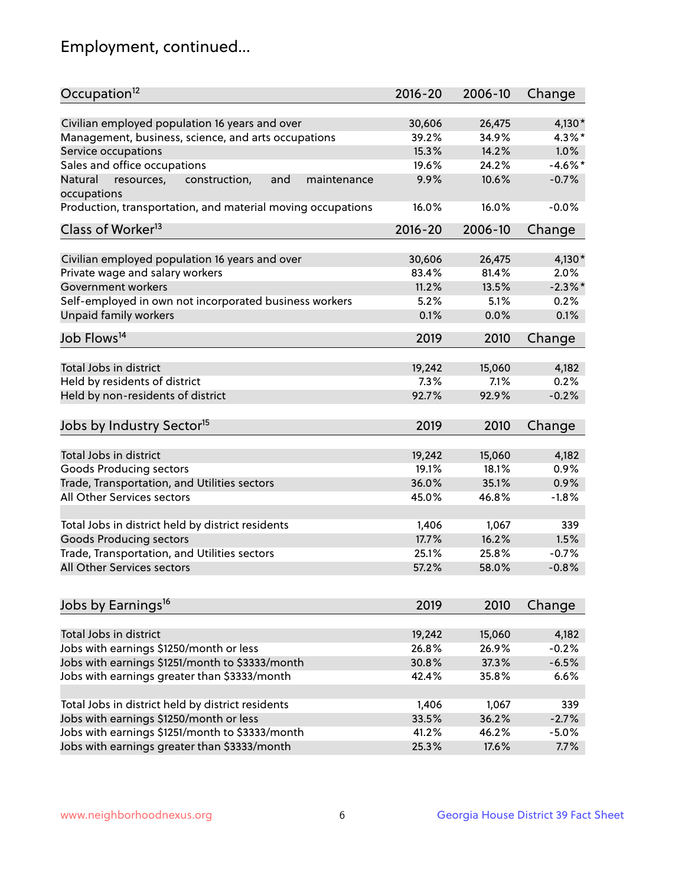# Employment, continued...

| Occupation[12] | 2016-20 | 2006-10 | Change |
|---|---|---|---|
| Civilian employed population 16 years and over | 30,606 | 26,475 | 4,130* |
| Management, business, science, and arts occupations | 39.2% | 34.9% | 4.3%* |
| Service occupations | 15.3% | 14.2% | 1.0% |
| Sales and office occupations | 19.6% | 24.2% | -4.6%* |
| Natural resources, construction, and maintenance occupations | 9.9% | 10.6% | -0.7% |
| Production, transportation, and material moving occupations | 16.0% | 16.0% | -0.0% |

| Class of Worker[13] | 2016-20 | 2006-10 | Change |
|---|---|---|---|
| Civilian employed population 16 years and over | 30,606 | 26,475 | 4,130* |
| Private wage and salary workers | 83.4% | 81.4% | 2.0% |
| Government workers | 11.2% | 13.5% | -2.3%* |
| Self-employed in own not incorporated business workers | 5.2% | 5.1% | 0.2% |
| Unpaid family workers | 0.1% | 0.0% | 0.1% |

| Job Flows[14] | 2019 | 2010 | Change |
|---|---|---|---|
| Total Jobs in district | 19,242 | 15,060 | 4,182 |
| Held by residents of district | 7.3% | 7.1% | 0.2% |
| Held by non-residents of district | 92.7% | 92.9% | -0.2% |

| Jobs by Industry Sector[15] | 2019 | 2010 | Change |
|---|---|---|---|
| Total Jobs in district | 19,242 | 15,060 | 4,182 |
| Goods Producing sectors | 19.1% | 18.1% | 0.9% |
| Trade, Transportation, and Utilities sectors | 36.0% | 35.1% | 0.9% |
| All Other Services sectors | 45.0% | 46.8% | -1.8% |
| | | | |
| Total Jobs in district held by district residents | 1,406 | 1,067 | 339 |
| Goods Producing sectors | 17.7% | 16.2% | 1.5% |
| Trade, Transportation, and Utilities sectors | 25.1% | 25.8% | -0.7% |
| All Other Services sectors | 57.2% | 58.0% | -0.8% |

| Jobs by Earnings[16] | 2019 | 2010 | Change |
|---|---|---|---|
| Total Jobs in district | 19,242 | 15,060 | 4,182 |
| Jobs with earnings $1250/month or less | 26.8% | 26.9% | -0.2% |
| Jobs with earnings $1251/month to $3333/month | 30.8% | 37.3% | -6.5% |
| Jobs with earnings greater than $3333/month | 42.4% | 35.8% | 6.6% |
| | | | |
| Total Jobs in district held by district residents | 1,406 | 1,067 | 339 |
| Jobs with earnings $1250/month or less | 33.5% | 36.2% | -2.7% |
| Jobs with earnings $1251/month to $3333/month | 41.2% | 46.2% | -5.0% |
| Jobs with earnings greater than $3333/month | 25.3% | 17.6% | 7.7% |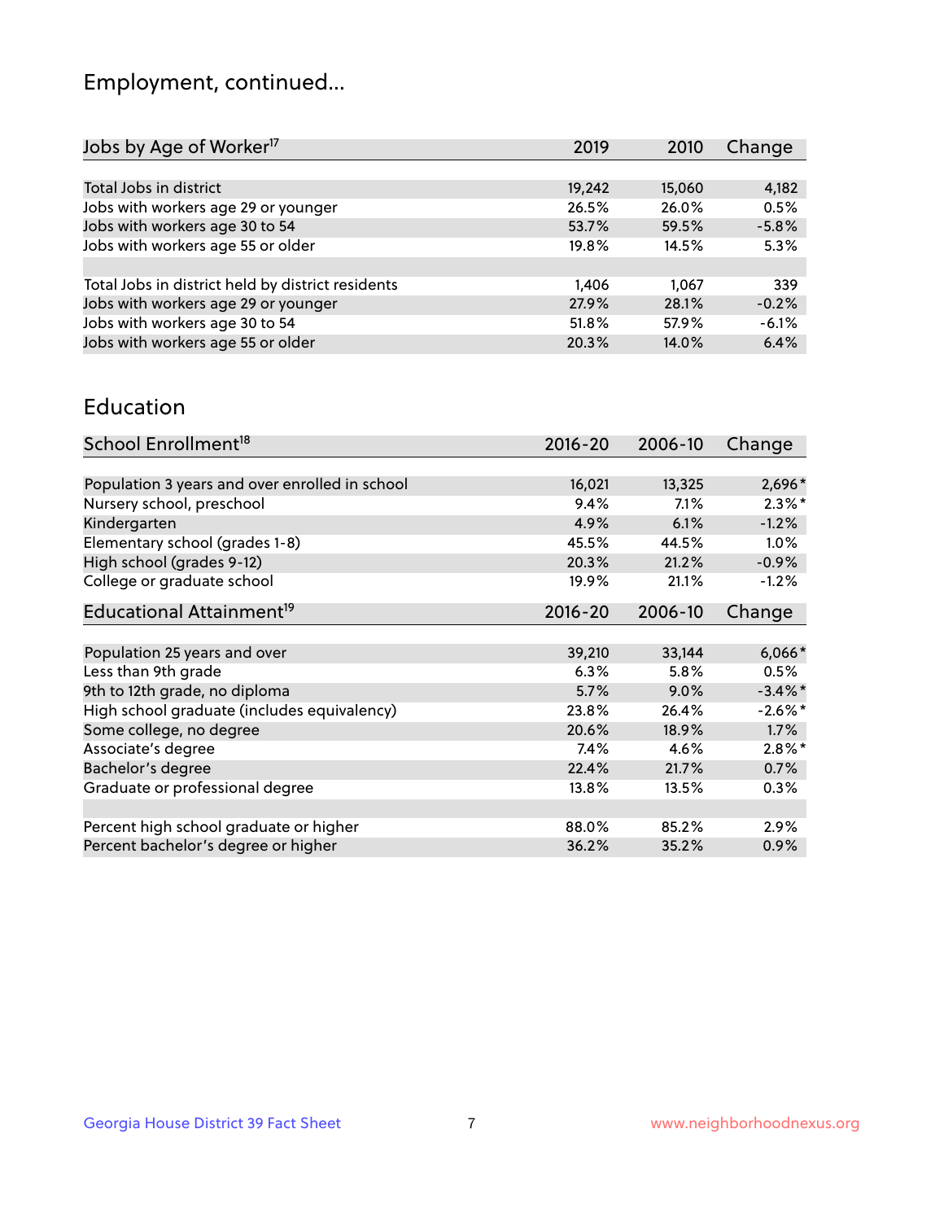## Employment, continued...

| Jobs by Age of Worker[17] | 2019 | 2010 | Change |
|---|---|---|---|
| Total Jobs in district | 19,242 | 15,060 | 4,182 |
| Jobs with workers age 29 or younger | 26.5% | 26.0% | 0.5% |
| Jobs with workers age 30 to 54 | 53.7% | 59.5% | -5.8% |
| Jobs with workers age 55 or older | 19.8% | 14.5% | 5.3% |
| | | | |
| Total Jobs in district held by district residents | 1,406 | 1,067 | 339 |
| Jobs with workers age 29 or younger | 27.9% | 28.1% | -0.2% |
| Jobs with workers age 30 to 54 | 51.8% | 57.9% | -6.1% |
| Jobs with workers age 55 or older | 20.3% | 14.0% | 6.4% |

## Education

| School Enrollment[18] | 2016-20 | 2006-10 | Change |
|---|---|---|---|
| Population 3 years and over enrolled in school | 16,021 | 13,325 | 2,696* |
| Nursery school, preschool | 9.4% | 7.1% | 2.3%* |
| Kindergarten | 4.9% | 6.1% | -1.2% |
| Elementary school (grades 1-8) | 45.5% | 44.5% | 1.0% |
| High school (grades 9-12) | 20.3% | 21.2% | -0.9% |
| College or graduate school | 19.9% | 21.1% | -1.2% |

| Educational Attainment[19] | 2016-20 | 2006-10 | Change |
|---|---|---|---|
| Population 25 years and over | 39,210 | 33,144 | 6,066* |
| Less than 9th grade | 6.3% | 5.8% | 0.5% |
| 9th to 12th grade, no diploma | 5.7% | 9.0% | -3.4%* |
| High school graduate (includes equivalency) | 23.8% | 26.4% | -2.6%* |
| Some college, no degree | 20.6% | 18.9% | 1.7% |
| Associate's degree | 7.4% | 4.6% | 2.8%* |
| Bachelor's degree | 22.4% | 21.7% | 0.7% |
| Graduate or professional degree | 13.8% | 13.5% | 0.3% |
| | | | |
| Percent high school graduate or higher | 88.0% | 85.2% | 2.9% |
| Percent bachelor's degree or higher | 36.2% | 35.2% | 0.9% |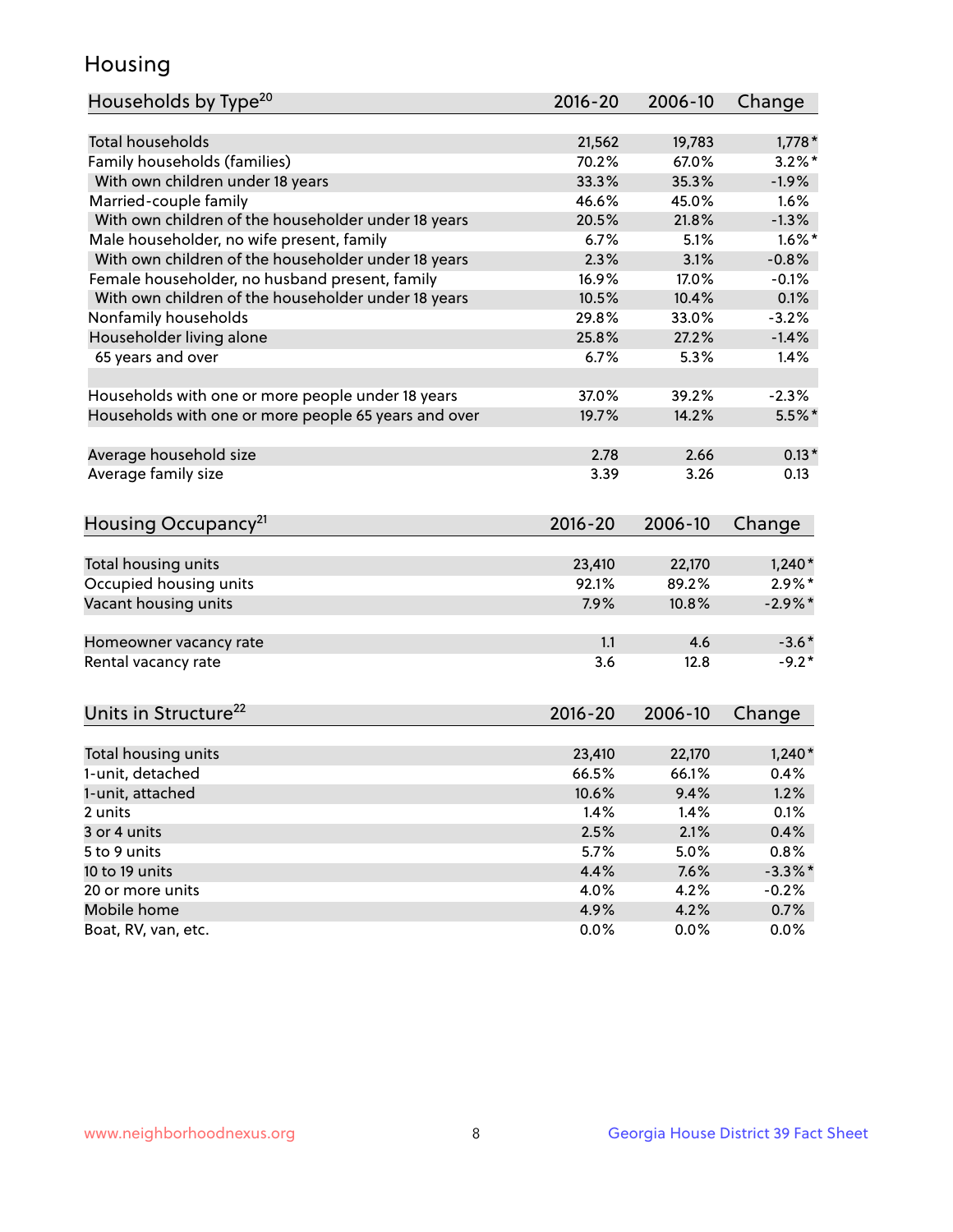# Housing

| Households by Type[20] | 2016-20 | 2006-10 | Change |
|---|---|---|---|
| Total households | 21,562 | 19,783 | 1,778* |
| Family households (families) | 70.2% | 67.0% | 3.2%* |
| With own children under 18 years | 33.3% | 35.3% | -1.9% |
| Married-couple family | 46.6% | 45.0% | 1.6% |
| With own children of the householder under 18 years | 20.5% | 21.8% | -1.3% |
| Male householder, no wife present, family | 6.7% | 5.1% | 1.6%* |
| With own children of the householder under 18 years | 2.3% | 3.1% | -0.8% |
| Female householder, no husband present, family | 16.9% | 17.0% | -0.1% |
| With own children of the householder under 18 years | 10.5% | 10.4% | 0.1% |
| Nonfamily households | 29.8% | 33.0% | -3.2% |
| Householder living alone | 25.8% | 27.2% | -1.4% |
| 65 years and over | 6.7% | 5.3% | 1.4% |
| | | | |
| Households with one or more people under 18 years | 37.0% | 39.2% | -2.3% |
| Households with one or more people 65 years and over | 19.7% | 14.2% | 5.5%* |
| | | | |
| Average household size | 2.78 | 2.66 | 0.13* |
| Average family size | 3.39 | 3.26 | 0.13 |

| Housing Occupancy[21] | 2016-20 | 2006-10 | Change |
|---|---|---|---|
| Total housing units | 23,410 | 22,170 | 1,240* |
| Occupied housing units | 92.1% | 89.2% | 2.9%* |
| Vacant housing units | 7.9% | 10.8% | -2.9%* |
| | | | |
| Homeowner vacancy rate | 1.1 | 4.6 | -3.6* |
| Rental vacancy rate | 3.6 | 12.8 | -9.2* |

| Units in Structure[22] | 2016-20 | 2006-10 | Change |
|---|---|---|---|
| Total housing units | 23,410 | 22,170 | 1,240* |
| 1-unit, detached | 66.5% | 66.1% | 0.4% |
| 1-unit, attached | 10.6% | 9.4% | 1.2% |
| 2 units | 1.4% | 1.4% | 0.1% |
| 3 or 4 units | 2.5% | 2.1% | 0.4% |
| 5 to 9 units | 5.7% | 5.0% | 0.8% |
| 10 to 19 units | 4.4% | 7.6% | -3.3%* |
| 20 or more units | 4.0% | 4.2% | -0.2% |
| Mobile home | 4.9% | 4.2% | 0.7% |
| Boat, RV, van, etc. | 0.0% | 0.0% | 0.0% |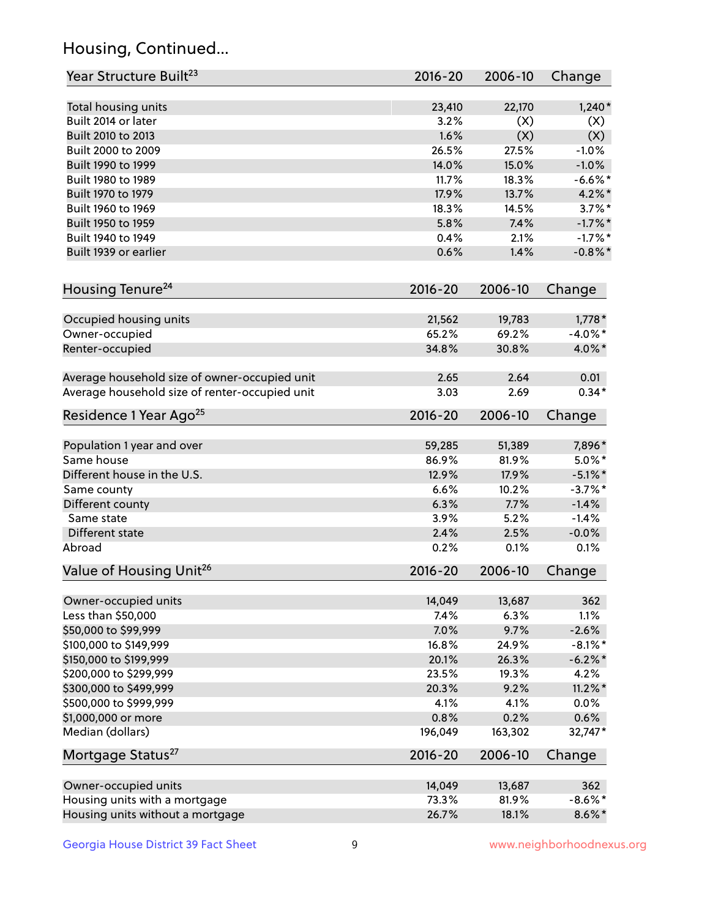## Housing, Continued...

| Year Structure Built[23] | 2016-20 | 2006-10 | Change |
|---|---|---|---|
| Total housing units | 23,410 | 22,170 | 1,240* |
| Built 2014 or later | 3.2% | (X) | (X) |
| Built 2010 to 2013 | 1.6% | (X) | (X) |
| Built 2000 to 2009 | 26.5% | 27.5% | -1.0% |
| Built 1990 to 1999 | 14.0% | 15.0% | -1.0% |
| Built 1980 to 1989 | 11.7% | 18.3% | -6.6%* |
| Built 1970 to 1979 | 17.9% | 13.7% | 4.2%* |
| Built 1960 to 1969 | 18.3% | 14.5% | 3.7%* |
| Built 1950 to 1959 | 5.8% | 7.4% | -1.7%* |
| Built 1940 to 1949 | 0.4% | 2.1% | -1.7%* |
| Built 1939 or earlier | 0.6% | 1.4% | -0.8%* |

| Housing Tenure[24] | 2016-20 | 2006-10 | Change |
|---|---|---|---|
| Occupied housing units | 21,562 | 19,783 | 1,778* |
| Owner-occupied | 65.2% | 69.2% | -4.0%* |
| Renter-occupied | 34.8% | 30.8% | 4.0%* |
| Average household size of owner-occupied unit | 2.65 | 2.64 | 0.01 |
| Average household size of renter-occupied unit | 3.03 | 2.69 | 0.34* |

| Residence 1 Year Ago[25] | 2016-20 | 2006-10 | Change |
|---|---|---|---|
| Population 1 year and over | 59,285 | 51,389 | 7,896* |
| Same house | 86.9% | 81.9% | 5.0%* |
| Different house in the U.S. | 12.9% | 17.9% | -5.1%* |
| Same county | 6.6% | 10.2% | -3.7%* |
| Different county | 6.3% | 7.7% | -1.4% |
| Same state | 3.9% | 5.2% | -1.4% |
| Different state | 2.4% | 2.5% | -0.0% |
| Abroad | 0.2% | 0.1% | 0.1% |

| Value of Housing Unit[26] | 2016-20 | 2006-10 | Change |
|---|---|---|---|
| Owner-occupied units | 14,049 | 13,687 | 362 |
| Less than $50,000 | 7.4% | 6.3% | 1.1% |
| $50,000 to $99,999 | 7.0% | 9.7% | -2.6% |
| $100,000 to $149,999 | 16.8% | 24.9% | -8.1%* |
| $150,000 to $199,999 | 20.1% | 26.3% | -6.2%* |
| $200,000 to $299,999 | 23.5% | 19.3% | 4.2% |
| $300,000 to $499,999 | 20.3% | 9.2% | 11.2%* |
| $500,000 to $999,999 | 4.1% | 4.1% | 0.0% |
| $1,000,000 or more | 0.8% | 0.2% | 0.6% |
| Median (dollars) | 196,049 | 163,302 | 32,747* |

| Mortgage Status[27] | 2016-20 | 2006-10 | Change |
|---|---|---|---|
| Owner-occupied units | 14,049 | 13,687 | 362 |
| Housing units with a mortgage | 73.3% | 81.9% | -8.6%* |
| Housing units without a mortgage | 26.7% | 18.1% | 8.6%* |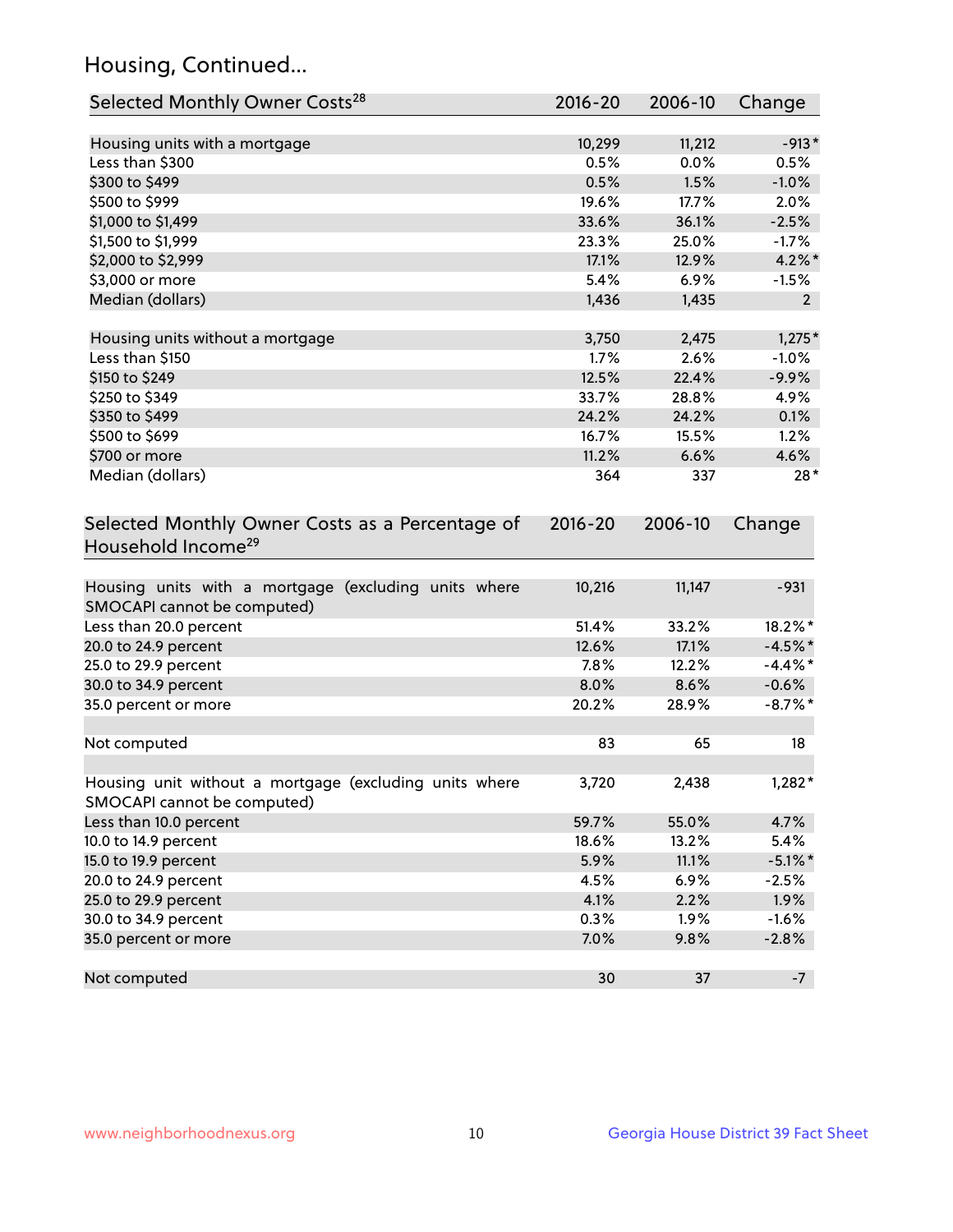## Housing, Continued...

| Selected Monthly Owner Costs[28] | 2016-20 | 2006-10 | Change |
|---|---|---|---|
| Housing units with a mortgage | 10,299 | 11,212 | -913* |
| Less than $300 | 0.5% | 0.0% | 0.5% |
| $300 to $499 | 0.5% | 1.5% | -1.0% |
| $500 to $999 | 19.6% | 17.7% | 2.0% |
| $1,000 to $1,499 | 33.6% | 36.1% | -2.5% |
| $1,500 to $1,999 | 23.3% | 25.0% | -1.7% |
| $2,000 to $2,999 | 17.1% | 12.9% | 4.2%* |
| $3,000 or more | 5.4% | 6.9% | -1.5% |
| Median (dollars) | 1,436 | 1,435 | 2 |
| | | | |
| Housing units without a mortgage | 3,750 | 2,475 | 1,275* |
| Less than $150 | 1.7% | 2.6% | -1.0% |
| $150 to $249 | 12.5% | 22.4% | -9.9% |
| $250 to $349 | 33.7% | 28.8% | 4.9% |
| $350 to $499 | 24.2% | 24.2% | 0.1% |
| $500 to $699 | 16.7% | 15.5% | 1.2% |
| $700 or more | 11.2% | 6.6% | 4.6% |
| Median (dollars) | 364 | 337 | 28* |

| Selected Monthly Owner Costs as a Percentage of Household Income[29] | 2016-20 | 2006-10 | Change |
|---|---|---|---|
| Housing units with a mortgage (excluding units where SMOCAPI cannot be computed) | 10,216 | 11,147 | -931 |
| Less than 20.0 percent | 51.4% | 33.2% | 18.2%* |
| 20.0 to 24.9 percent | 12.6% | 17.1% | -4.5%* |
| 25.0 to 29.9 percent | 7.8% | 12.2% | -4.4%* |
| 30.0 to 34.9 percent | 8.0% | 8.6% | -0.6% |
| 35.0 percent or more | 20.2% | 28.9% | -8.7%* |
| | | | |
| Not computed | 83 | 65 | 18 |
| | | | |
| Housing unit without a mortgage (excluding units where SMOCAPI cannot be computed) | 3,720 | 2,438 | 1,282* |
| Less than 10.0 percent | 59.7% | 55.0% | 4.7% |
| 10.0 to 14.9 percent | 18.6% | 13.2% | 5.4% |
| 15.0 to 19.9 percent | 5.9% | 11.1% | -5.1%* |
| 20.0 to 24.9 percent | 4.5% | 6.9% | -2.5% |
| 25.0 to 29.9 percent | 4.1% | 2.2% | 1.9% |
| 30.0 to 34.9 percent | 0.3% | 1.9% | -1.6% |
| 35.0 percent or more | 7.0% | 9.8% | -2.8% |
| | | | |
| Not computed | 30 | 37 | -7 |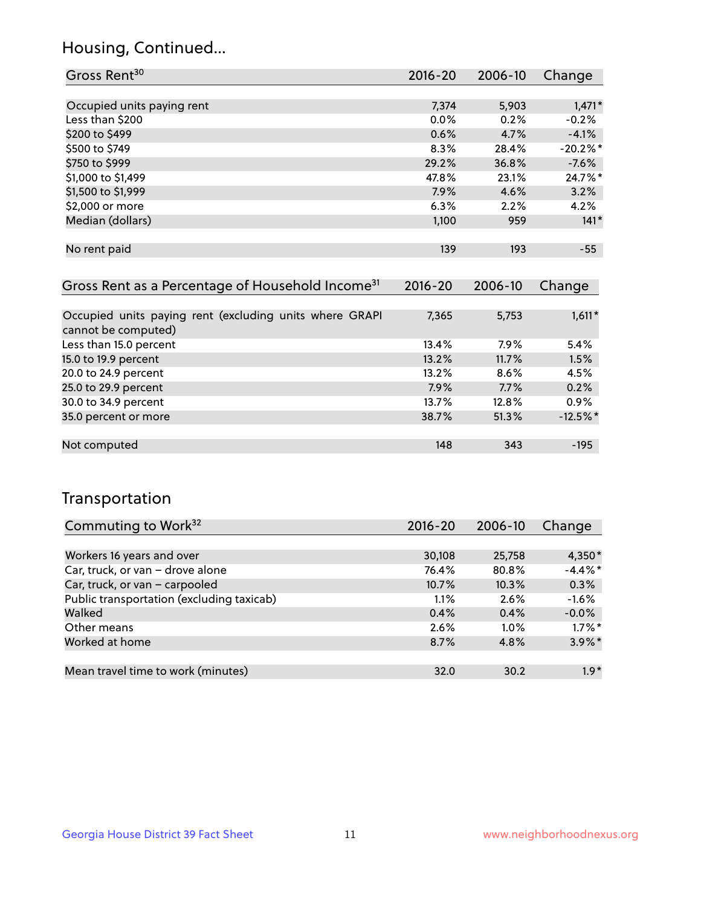## Housing, Continued...

| Gross Rent[30] | 2016-20 | 2006-10 | Change |
|---|---|---|---|
| Occupied units paying rent | 7,374 | 5,903 | 1,471* |
| Less than $200 | 0.0% | 0.2% | -0.2% |
| $200 to $499 | 0.6% | 4.7% | -4.1% |
| $500 to $749 | 8.3% | 28.4% | -20.2%* |
| $750 to $999 | 29.2% | 36.8% | -7.6% |
| $1,000 to $1,499 | 47.8% | 23.1% | 24.7%* |
| $1,500 to $1,999 | 7.9% | 4.6% | 3.2% |
| $2,000 or more | 6.3% | 2.2% | 4.2% |
| Median (dollars) | 1,100 | 959 | 141* |
| No rent paid | 139 | 193 | -55 |

| Gross Rent as a Percentage of Household Income[31] | 2016-20 | 2006-10 | Change |
|---|---|---|---|
| Occupied units paying rent (excluding units where GRAPI cannot be computed) | 7,365 | 5,753 | 1,611* |
| Less than 15.0 percent | 13.4% | 7.9% | 5.4% |
| 15.0 to 19.9 percent | 13.2% | 11.7% | 1.5% |
| 20.0 to 24.9 percent | 13.2% | 8.6% | 4.5% |
| 25.0 to 29.9 percent | 7.9% | 7.7% | 0.2% |
| 30.0 to 34.9 percent | 13.7% | 12.8% | 0.9% |
| 35.0 percent or more | 38.7% | 51.3% | -12.5%* |
| Not computed | 148 | 343 | -195 |

## Transportation

| Commuting to Work[32] | 2016-20 | 2006-10 | Change |
|---|---|---|---|
| Workers 16 years and over | 30,108 | 25,758 | 4,350* |
| Car, truck, or van – drove alone | 76.4% | 80.8% | -4.4%* |
| Car, truck, or van – carpooled | 10.7% | 10.3% | 0.3% |
| Public transportation (excluding taxicab) | 1.1% | 2.6% | -1.6% |
| Walked | 0.4% | 0.4% | -0.0% |
| Other means | 2.6% | 1.0% | 1.7%* |
| Worked at home | 8.7% | 4.8% | 3.9%* |
| Mean travel time to work (minutes) | 32.0 | 30.2 | 1.9* |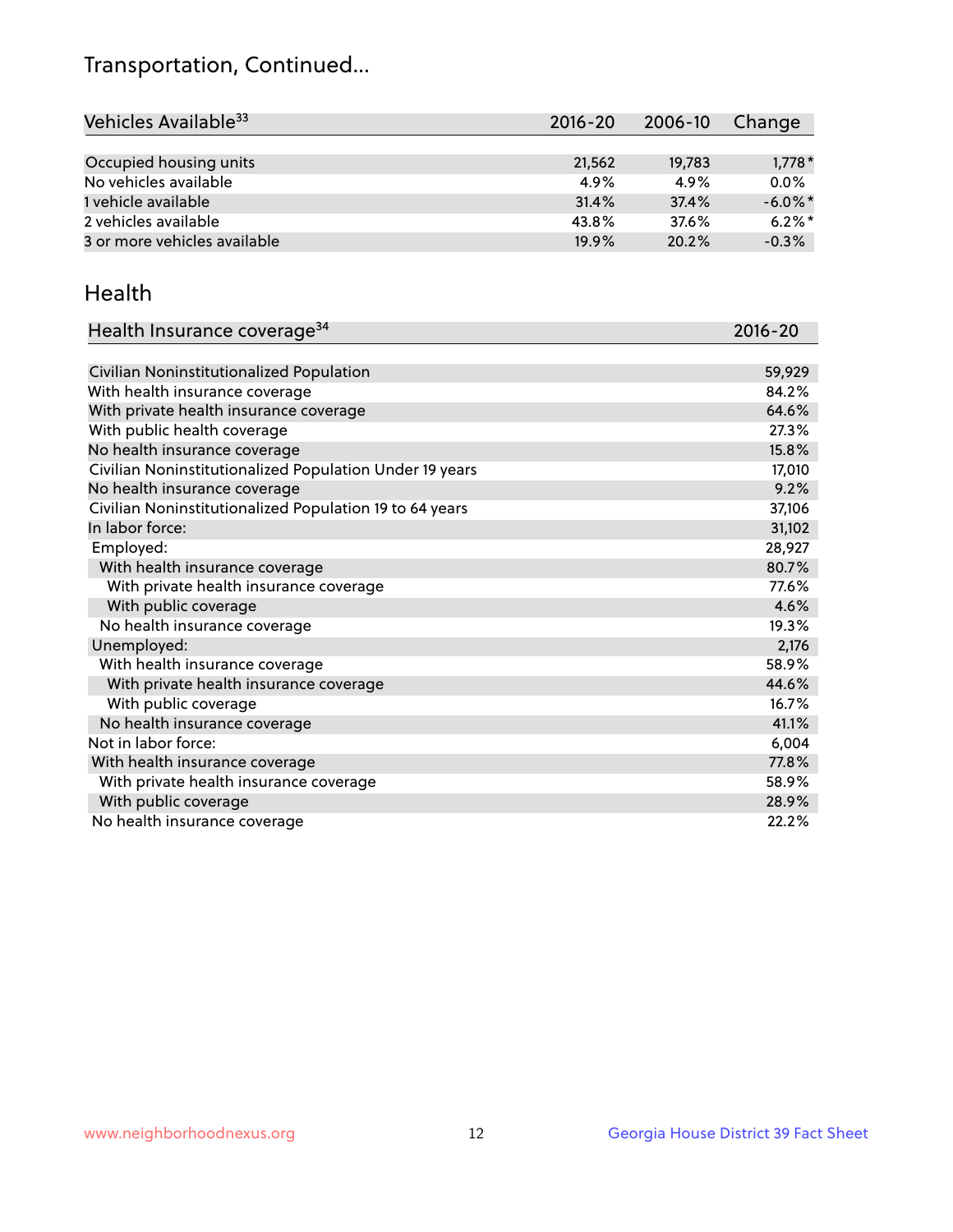## Transportation, Continued...

| Vehicles Available[33] | 2016-20 | 2006-10 | Change |
|---|---|---|---|
| Occupied housing units | 21,562 | 19,783 | 1,778* |
| No vehicles available | 4.9% | 4.9% | 0.0% |
| 1 vehicle available | 31.4% | 37.4% | -6.0%* |
| 2 vehicles available | 43.8% | 37.6% | 6.2%* |
| 3 or more vehicles available | 19.9% | 20.2% | -0.3% |

## Health

| Health Insurance coverage[34] | 2016-20 |
|---|---|
| Civilian Noninstitutionalized Population | 59,929 |
| With health insurance coverage | 84.2% |
| With private health insurance coverage | 64.6% |
| With public health coverage | 27.3% |
| No health insurance coverage | 15.8% |
| Civilian Noninstitutionalized Population Under 19 years | 17,010 |
| No health insurance coverage | 9.2% |
| Civilian Noninstitutionalized Population 19 to 64 years | 37,106 |
| In labor force: | 31,102 |
| Employed: | 28,927 |
| With health insurance coverage | 80.7% |
| With private health insurance coverage | 77.6% |
| With public coverage | 4.6% |
| No health insurance coverage | 19.3% |
| Unemployed: | 2,176 |
| With health insurance coverage | 58.9% |
| With private health insurance coverage | 44.6% |
| With public coverage | 16.7% |
| No health insurance coverage | 41.1% |
| Not in labor force: | 6,004 |
| With health insurance coverage | 77.8% |
| With private health insurance coverage | 58.9% |
| With public coverage | 28.9% |
| No health insurance coverage | 22.2% |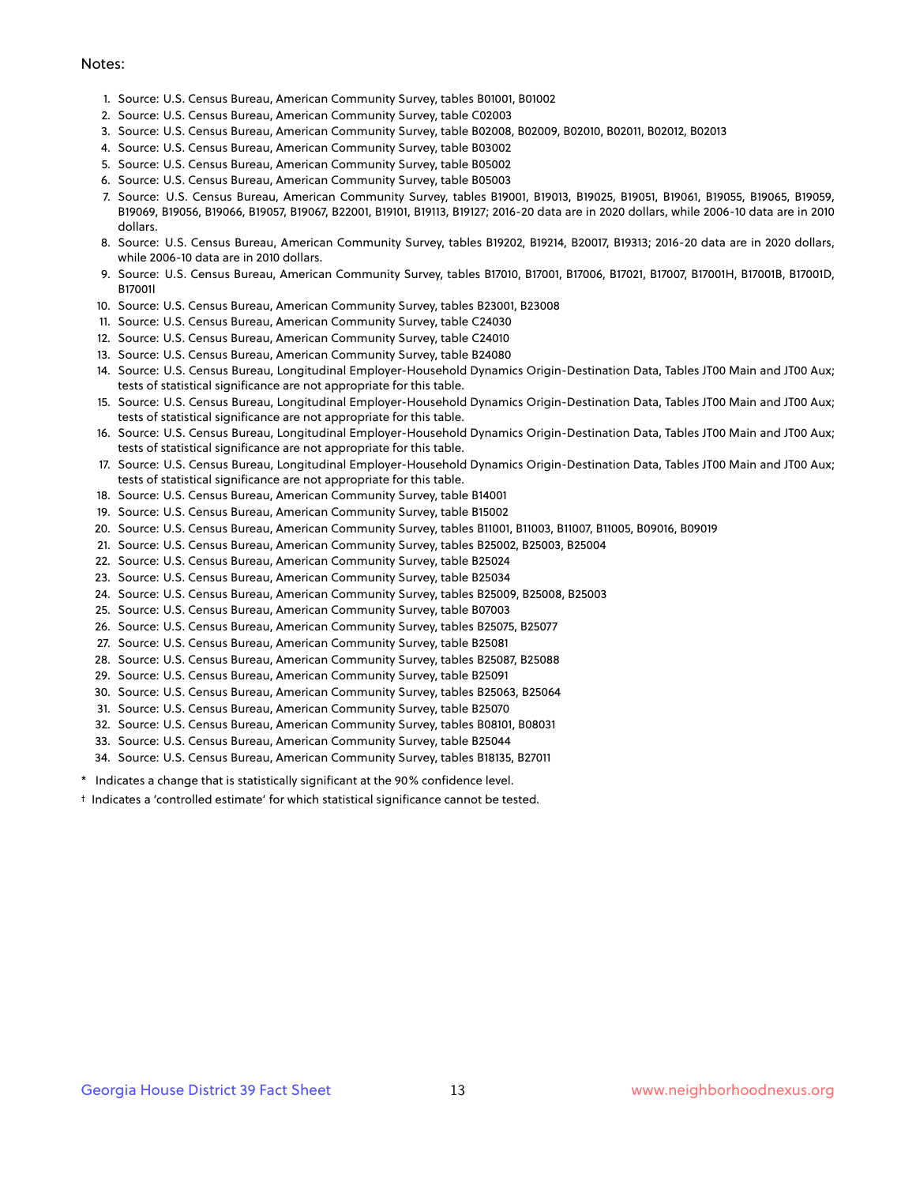Notes:

1. Source: U.S. Census Bureau, American Community Survey, tables B01001, B01002
2. Source: U.S. Census Bureau, American Community Survey, table C02003
3. Source: U.S. Census Bureau, American Community Survey, table B02008, B02009, B02010, B02011, B02012, B02013
4. Source: U.S. Census Bureau, American Community Survey, table B03002
5. Source: U.S. Census Bureau, American Community Survey, table B05002
6. Source: U.S. Census Bureau, American Community Survey, table B05003
7. Source: U.S. Census Bureau, American Community Survey, tables B19001, B19013, B19025, B19051, B19061, B19055, B19065, B19059, B19069, B19056, B19066, B19057, B19067, B22001, B19101, B19113, B19127; 2016-20 data are in 2020 dollars, while 2006-10 data are in 2010 dollars.
8. Source: U.S. Census Bureau, American Community Survey, tables B19202, B19214, B20017, B19313; 2016-20 data are in 2020 dollars, while 2006-10 data are in 2010 dollars.
9. Source: U.S. Census Bureau, American Community Survey, tables B17010, B17001, B17006, B17021, B17007, B17001H, B17001B, B17001D, B17001I
10. Source: U.S. Census Bureau, American Community Survey, tables B23001, B23008
11. Source: U.S. Census Bureau, American Community Survey, table C24030
12. Source: U.S. Census Bureau, American Community Survey, table C24010
13. Source: U.S. Census Bureau, American Community Survey, table B24080
14. Source: U.S. Census Bureau, Longitudinal Employer-Household Dynamics Origin-Destination Data, Tables JT00 Main and JT00 Aux; tests of statistical significance are not appropriate for this table.
15. Source: U.S. Census Bureau, Longitudinal Employer-Household Dynamics Origin-Destination Data, Tables JT00 Main and JT00 Aux; tests of statistical significance are not appropriate for this table.
16. Source: U.S. Census Bureau, Longitudinal Employer-Household Dynamics Origin-Destination Data, Tables JT00 Main and JT00 Aux; tests of statistical significance are not appropriate for this table.
17. Source: U.S. Census Bureau, Longitudinal Employer-Household Dynamics Origin-Destination Data, Tables JT00 Main and JT00 Aux; tests of statistical significance are not appropriate for this table.
18. Source: U.S. Census Bureau, American Community Survey, table B14001
19. Source: U.S. Census Bureau, American Community Survey, table B15002
20. Source: U.S. Census Bureau, American Community Survey, tables B11001, B11003, B11007, B11005, B09016, B09019
21. Source: U.S. Census Bureau, American Community Survey, tables B25002, B25003, B25004
22. Source: U.S. Census Bureau, American Community Survey, table B25024
23. Source: U.S. Census Bureau, American Community Survey, table B25034
24. Source: U.S. Census Bureau, American Community Survey, tables B25009, B25008, B25003
25. Source: U.S. Census Bureau, American Community Survey, table B07003
26. Source: U.S. Census Bureau, American Community Survey, tables B25075, B25077
27. Source: U.S. Census Bureau, American Community Survey, table B25081
28. Source: U.S. Census Bureau, American Community Survey, tables B25087, B25088
29. Source: U.S. Census Bureau, American Community Survey, table B25091
30. Source: U.S. Census Bureau, American Community Survey, tables B25063, B25064
31. Source: U.S. Census Bureau, American Community Survey, table B25070
32. Source: U.S. Census Bureau, American Community Survey, tables B08101, B08031
33. Source: U.S. Census Bureau, American Community Survey, table B25044
34. Source: U.S. Census Bureau, American Community Survey, tables B18135, B27011

\* Indicates a change that is statistically significant at the 90% confidence level.

† Indicates a 'controlled estimate' for which statistical significance cannot be tested.